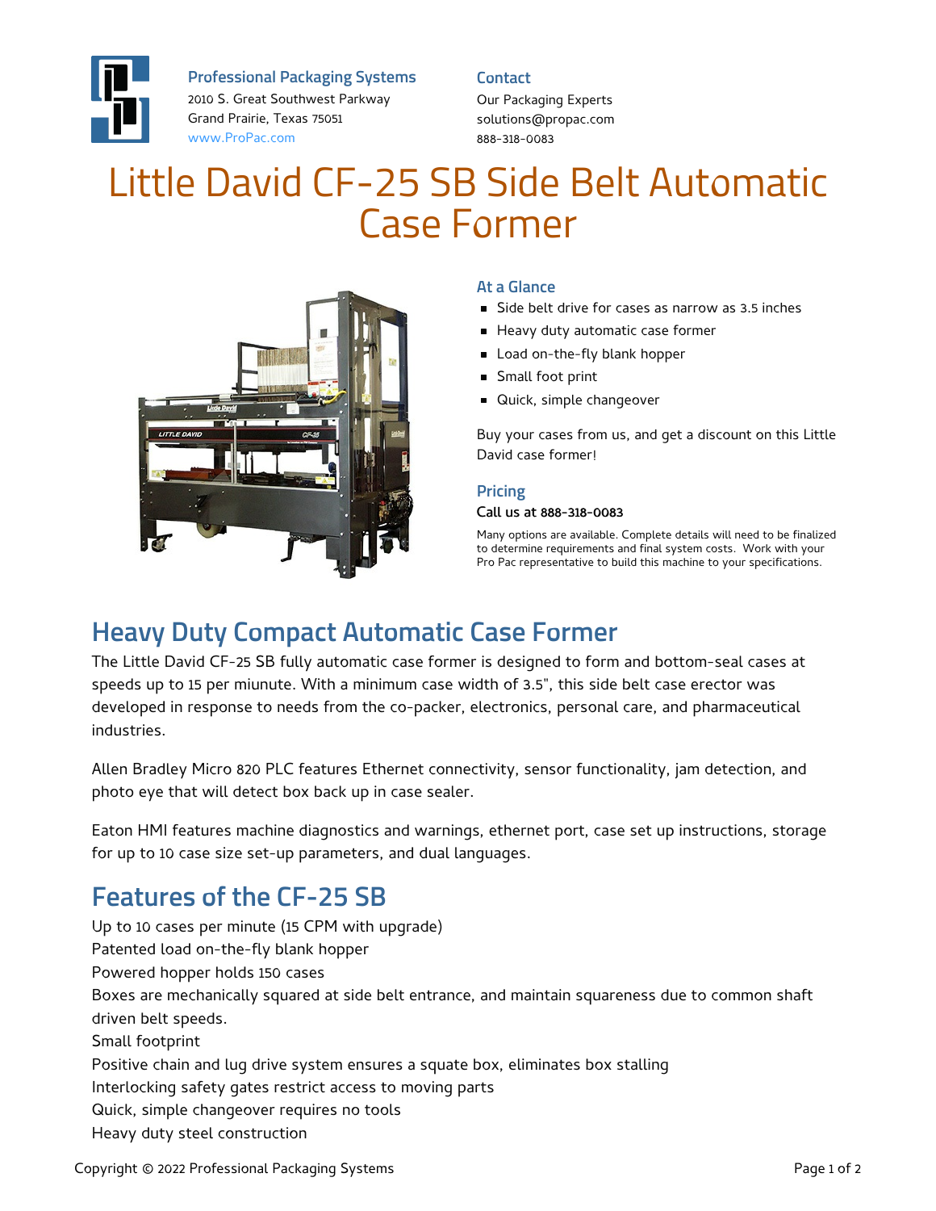**Professional Packaging Systems**
2010 S. Great Southwest Parkway
Grand Prairie, Texas 75051
www.ProPac.com

**Contact**
Our Packaging Experts
solutions@propac.com
888-318-0083

# Little David CF-25 SB Side Belt Automatic Case Former

### At a Glance

- Side belt drive for cases as narrow as 3.5 inches
- Heavy duty automatic case former
- Load on-the-fly blank hopper
- Small foot print
- Quick, simple changeover

Buy your cases from us, and get a discount on this Little David case former!

### Pricing

Call us at 888-318-0083

Many options are available. Complete details will need to be finalized to determine requirements and final system costs. Work with your Pro Pac representative to build this machine to your specifications.

## Heavy Duty Compact Automatic Case Former

The Little David CF-25 SB fully automatic case former is designed to form and bottom-seal cases at speeds up to 15 per miunute. With a minimum case width of 3.5", this side belt case erector was developed in response to needs from the co-packer, electronics, personal care, and pharmaceutical industries.

Allen Bradley Micro 820 PLC features Ethernet connectivity, sensor functionality, jam detection, and photo eye that will detect box back up in case sealer.

Eaton HMI features machine diagnostics and warnings, ethernet port, case set up instructions, storage for up to 10 case size set-up parameters, and dual languages.

## Features of the CF-25 SB

Up to 10 cases per minute (15 CPM with upgrade)
Patented load on-the-fly blank hopper
Powered hopper holds 150 cases
Boxes are mechanically squared at side belt entrance, and maintain squareness due to common shaft driven belt speeds.
Small footprint
Positive chain and lug drive system ensures a squate box, eliminates box stalling
Interlocking safety gates restrict access to moving parts
Quick, simple changeover requires no tools
Heavy duty steel construction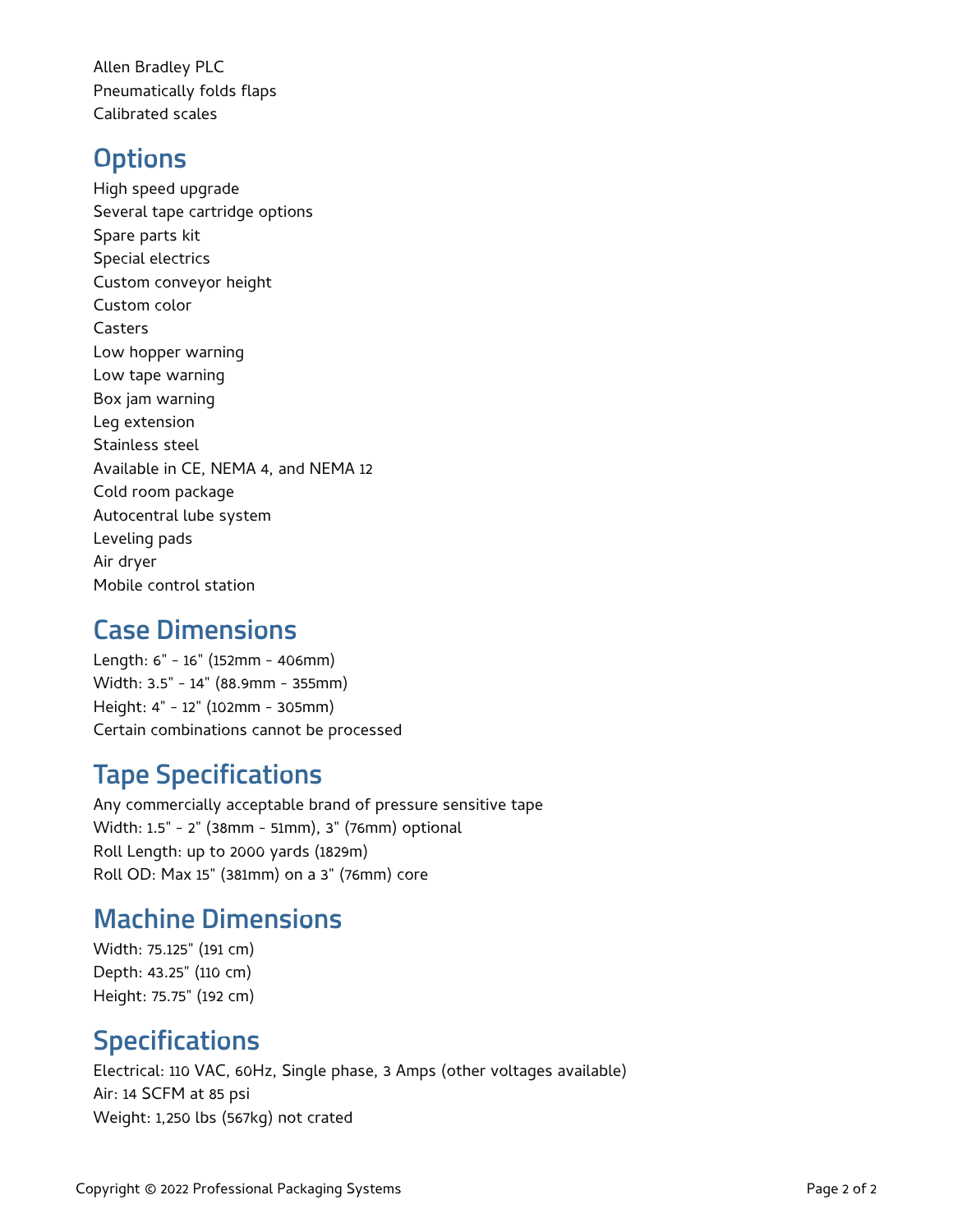Allen Bradley PLC
Pneumatically folds flaps
Calibrated scales

## Options

High speed upgrade
Several tape cartridge options
Spare parts kit
Special electrics
Custom conveyor height
Custom color
Casters
Low hopper warning
Low tape warning
Box jam warning
Leg extension
Stainless steel
Available in CE, NEMA 4, and NEMA 12
Cold room package
Autocentral lube system
Leveling pads
Air dryer
Mobile control station

## Case Dimensions

Length: 6" - 16" (152mm - 406mm)
Width: 3.5" - 14" (88.9mm - 355mm)
Height: 4" - 12" (102mm - 305mm)
Certain combinations cannot be processed

## Tape Specifications

Any commercially acceptable brand of pressure sensitive tape
Width: 1.5" - 2" (38mm - 51mm), 3" (76mm) optional
Roll Length: up to 2000 yards (1829m)
Roll OD: Max 15" (381mm) on a 3" (76mm) core

## Machine Dimensions

Width: 75.125" (191 cm)
Depth: 43.25" (110 cm)
Height: 75.75" (192 cm)

## Specifications

Electrical: 110 VAC, 60Hz, Single phase, 3 Amps (other voltages available)
Air: 14 SCFM at 85 psi
Weight: 1,250 lbs (567kg) not crated

Copyright © 2022 Professional Packaging Systems